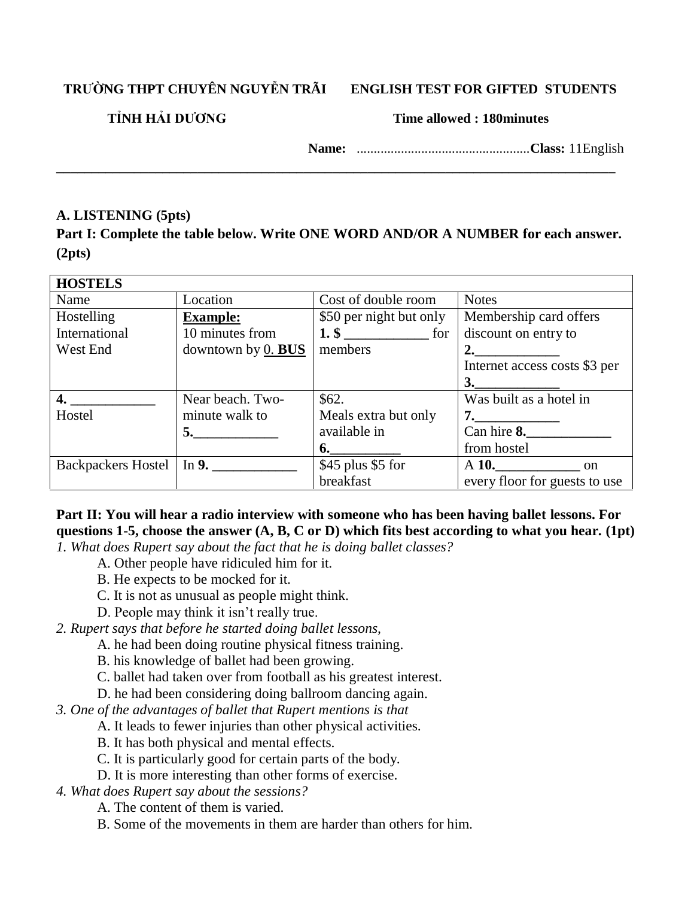**TRƯỜNG THPT CHUYÊN NGUYỄN TRÃI** **ENGLISH TEST FOR GIFTED STUDENTS**

**TỈNH HẢI DƯƠNG** **Time allowed : 180minutes**

**Name:** ..................................................**Class:** 11English

---

## A. LISTENING (5pts)

**Part I: Complete the table below. Write ONE WORD AND/OR A NUMBER for each answer. (2pts)**

| HOSTELS | | | |
|---|---|---|---|
| Name | Location | Cost of double room | Notes |
| Hostelling International West End | **Example:** 10 minutes from downtown by 0. **BUS** | \$50 per night but only **1. \$** ____________ for members | Membership card offers discount on entry to **2.**____________ Internet access costs \$3 per **3.**____________ |
| **4.** ____________ Hostel | Near beach. Two-minute walk to **5.**____________ | \$62. Meals extra but only available in **6.**__________ | Was built as a hotel in **7.**____________ Can hire **8.**____________ from hostel |
| Backpackers Hostel | In **9.** ____________ | \$45 plus \$5 for breakfast | A **10.**____________ on every floor for guests to use |

**Part II: You will hear a radio interview with someone who has been having ballet lessons. For questions 1-5, choose the answer (A, B, C or D) which fits best according to what you hear. (1pt)**

*1. What does Rupert say about the fact that he is doing ballet classes?*

A. Other people have ridiculed him for it.
B. He expects to be mocked for it.
C. It is not as unusual as people might think.
D. People may think it isn't really true.

*2. Rupert says that before he started doing ballet lessons,*

A. he had been doing routine physical fitness training.
B. his knowledge of ballet had been growing.
C. ballet had taken over from football as his greatest interest.
D. he had been considering doing ballroom dancing again.

*3. One of the advantages of ballet that Rupert mentions is that*

A. It leads to fewer injuries than other physical activities.
B. It has both physical and mental effects.
C. It is particularly good for certain parts of the body.
D. It is more interesting than other forms of exercise.

*4. What does Rupert say about the sessions?*

A. The content of them is varied.
B. Some of the movements in them are harder than others for him.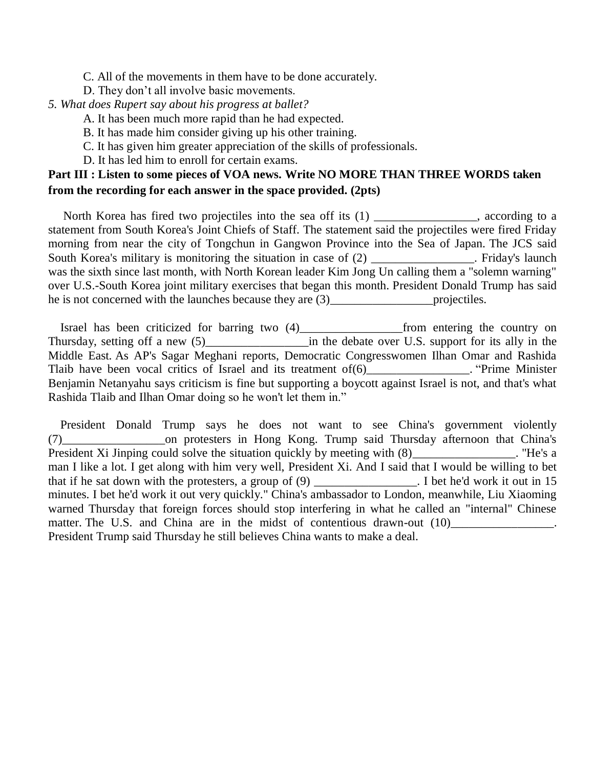C. All of the movements in them have to be done accurately.

D. They don't all involve basic movements.

*5. What does Rupert say about his progress at ballet?*

A. It has been much more rapid than he had expected.

B. It has made him consider giving up his other training.

C. It has given him greater appreciation of the skills of professionals.

D. It has led him to enroll for certain exams.

**Part III : Listen to some pieces of VOA news. Write NO MORE THAN THREE WORDS taken from the recording for each answer in the space provided. (2pts)**

North Korea has fired two projectiles into the sea off its (1) _________________, according to a statement from South Korea's Joint Chiefs of Staff. The statement said the projectiles were fired Friday morning from near the city of Tongchun in Gangwon Province into the Sea of Japan. The JCS said South Korea's military is monitoring the situation in case of (2) _________________. Friday's launch was the sixth since last month, with North Korean leader Kim Jong Un calling them a "solemn warning" over U.S.-South Korea joint military exercises that began this month. President Donald Trump has said he is not concerned with the launches because they are (3)_________________projectiles.

Israel has been criticized for barring two (4)_________________from entering the country on Thursday, setting off a new (5)_________________in the debate over U.S. support for its ally in the Middle East. As AP's Sagar Meghani reports, Democratic Congresswomen Ilhan Omar and Rashida Tlaib have been vocal critics of Israel and its treatment of(6)_________________. "Prime Minister Benjamin Netanyahu says criticism is fine but supporting a boycott against Israel is not, and that's what Rashida Tlaib and Ilhan Omar doing so he won't let them in."

President Donald Trump says he does not want to see China's government violently (7)_________________on protesters in Hong Kong. Trump said Thursday afternoon that China's President Xi Jinping could solve the situation quickly by meeting with (8)_________________. "He's a man I like a lot. I get along with him very well, President Xi. And I said that I would be willing to bet that if he sat down with the protesters, a group of (9) _________________. I bet he'd work it out in 15 minutes. I bet he'd work it out very quickly." China's ambassador to London, meanwhile, Liu Xiaoming warned Thursday that foreign forces should stop interfering in what he called an "internal" Chinese matter. The U.S. and China are in the midst of contentious drawn-out (10)_________________. President Trump said Thursday he still believes China wants to make a deal.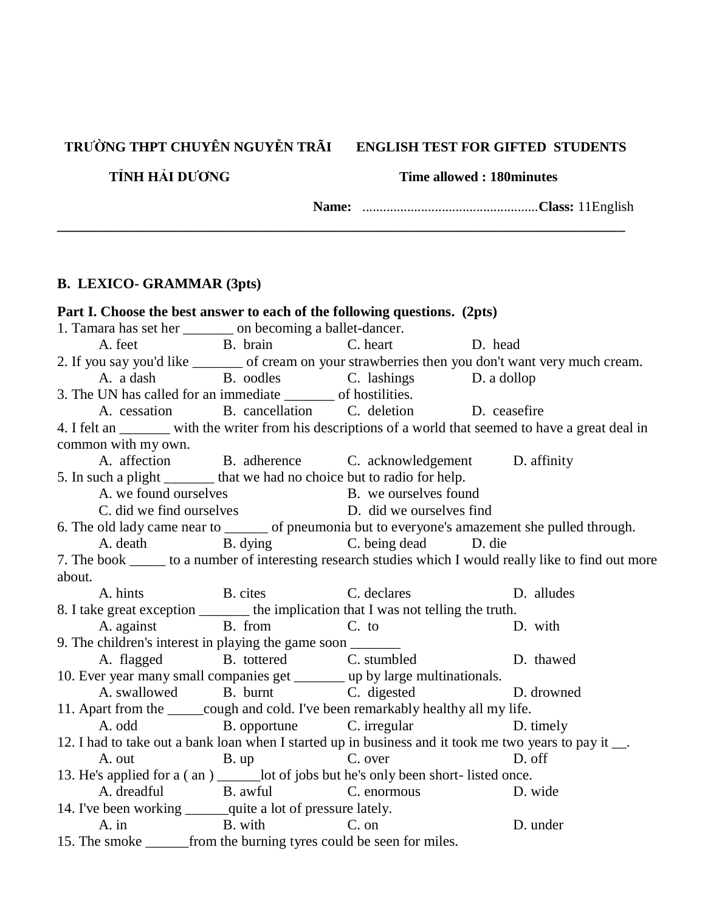**TRƯỜNG THPT CHUYÊN NGUYỄN TRÃI ENGLISH TEST FOR GIFTED STUDENTS**

**TỈNH HẢI DƯƠNG Time allowed : 180minutes**

**Name:** ..................................................**Class:** 11English

---

## B. LEXICO- GRAMMAR (3pts)

**Part I. Choose the best answer to each of the following questions. (2pts)**

1. Tamara has set her _______ on becoming a ballet-dancer.
   A. feet B. brain C. heart D. head
2. If you say you'd like _______ of cream on your strawberries then you don't want very much cream.
   A. a dash B. oodles C. lashings D. a dollop
3. The UN has called for an immediate _______ of hostilities.
   A. cessation B. cancellation C. deletion D. ceasefire
4. I felt an _______ with the writer from his descriptions of a world that seemed to have a great deal in common with my own.
   A. affection B. adherence C. acknowledgement D. affinity
5. In such a plight _______ that we had no choice but to radio for help.
   A. we found ourselves B. we ourselves found
   C. did we find ourselves D. did we ourselves find
6. The old lady came near to ______ of pneumonia but to everyone's amazement she pulled through.
   A. death B. dying C. being dead D. die
7. The book _____ to a number of interesting research studies which I would really like to find out more about.
   A. hints B. cites C. declares D. alludes
8. I take great exception _______ the implication that I was not telling the truth.
   A. against B. from C. to D. with
9. The children's interest in playing the game soon _______
   A. flagged B. tottered C. stumbled D. thawed
10. Ever year many small companies get _______ up by large multinationals.
    A. swallowed B. burnt C. digested D. drowned
11. Apart from the _____cough and cold. I've been remarkably healthy all my life.
    A. odd B. opportune C. irregular D. timely
12. I had to take out a bank loan when I started up in business and it took me two years to pay it __.
    A. out B. up C. over D. off
13. He's applied for a ( an ) ______lot of jobs but he's only been short- listed once.
    A. dreadful B. awful C. enormous D. wide
14. I've been working ______quite a lot of pressure lately.
    A. in B. with C. on D. under
15. The smoke ______from the burning tyres could be seen for miles.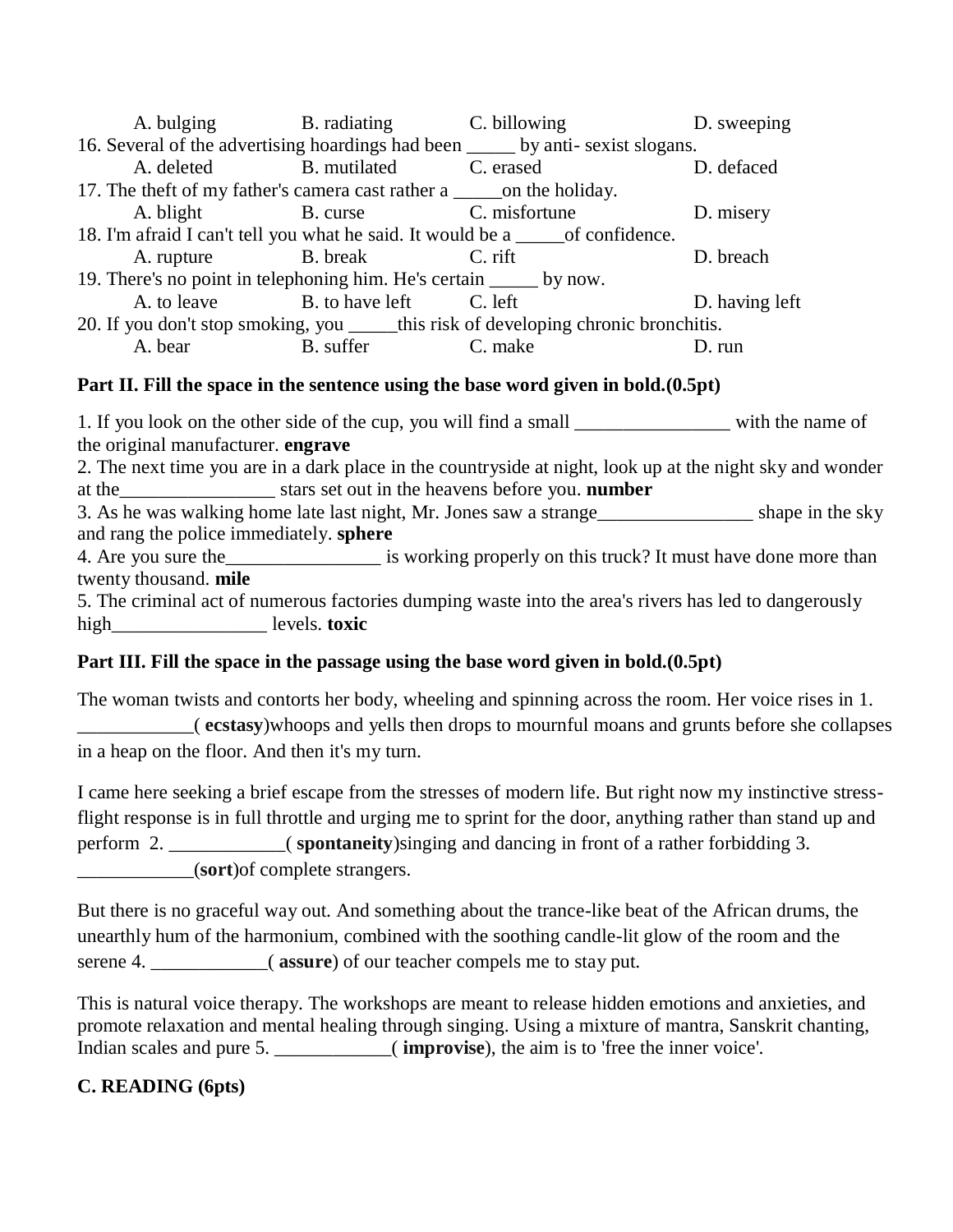A. bulging B. radiating C. billowing D. sweeping

16. Several of the advertising hoardings had been _____ by anti- sexist slogans.

A. deleted B. mutilated C. erased D. defaced

17. The theft of my father's camera cast rather a _____on the holiday.

A. blight B. curse C. misfortune D. misery

18. I'm afraid I can't tell you what he said. It would be a _____of confidence.

A. rupture B. break C. rift D. breach

19. There's no point in telephoning him. He's certain _____ by now.

A. to leave B. to have left C. left D. having left

20. If you don't stop smoking, you _____this risk of developing chronic bronchitis.

A. bear B. suffer C. make D. run

**Part II. Fill the space in the sentence using the base word given in bold.(0.5pt)**

1. If you look on the other side of the cup, you will find a small ________________ with the name of the original manufacturer. **engrave**
2. The next time you are in a dark place in the countryside at night, look up at the night sky and wonder at the________________ stars set out in the heavens before you. **number**
3. As he was walking home late last night, Mr. Jones saw a strange________________ shape in the sky and rang the police immediately. **sphere**
4. Are you sure the________________ is working properly on this truck? It must have done more than twenty thousand. **mile**
5. The criminal act of numerous factories dumping waste into the area's rivers has led to dangerously high________________ levels. **toxic**

**Part III. Fill the space in the passage using the base word given in bold.(0.5pt)**

The woman twists and contorts her body, wheeling and spinning across the room. Her voice rises in 1. ____________( **ecstasy**)whoops and yells then drops to mournful moans and grunts before she collapses in a heap on the floor. And then it's my turn.

I came here seeking a brief escape from the stresses of modern life. But right now my instinctive stress-flight response is in full throttle and urging me to sprint for the door, anything rather than stand up and perform 2. ____________( **spontaneity**)singing and dancing in front of a rather forbidding 3. ____________(**sort**)of complete strangers.

But there is no graceful way out. And something about the trance-like beat of the African drums, the unearthly hum of the harmonium, combined with the soothing candle-lit glow of the room and the serene 4. ____________( **assure**) of our teacher compels me to stay put.

This is natural voice therapy. The workshops are meant to release hidden emotions and anxieties, and promote relaxation and mental healing through singing. Using a mixture of mantra, Sanskrit chanting, Indian scales and pure 5. ____________( **improvise**), the aim is to 'free the inner voice'.

**C. READING (6pts)**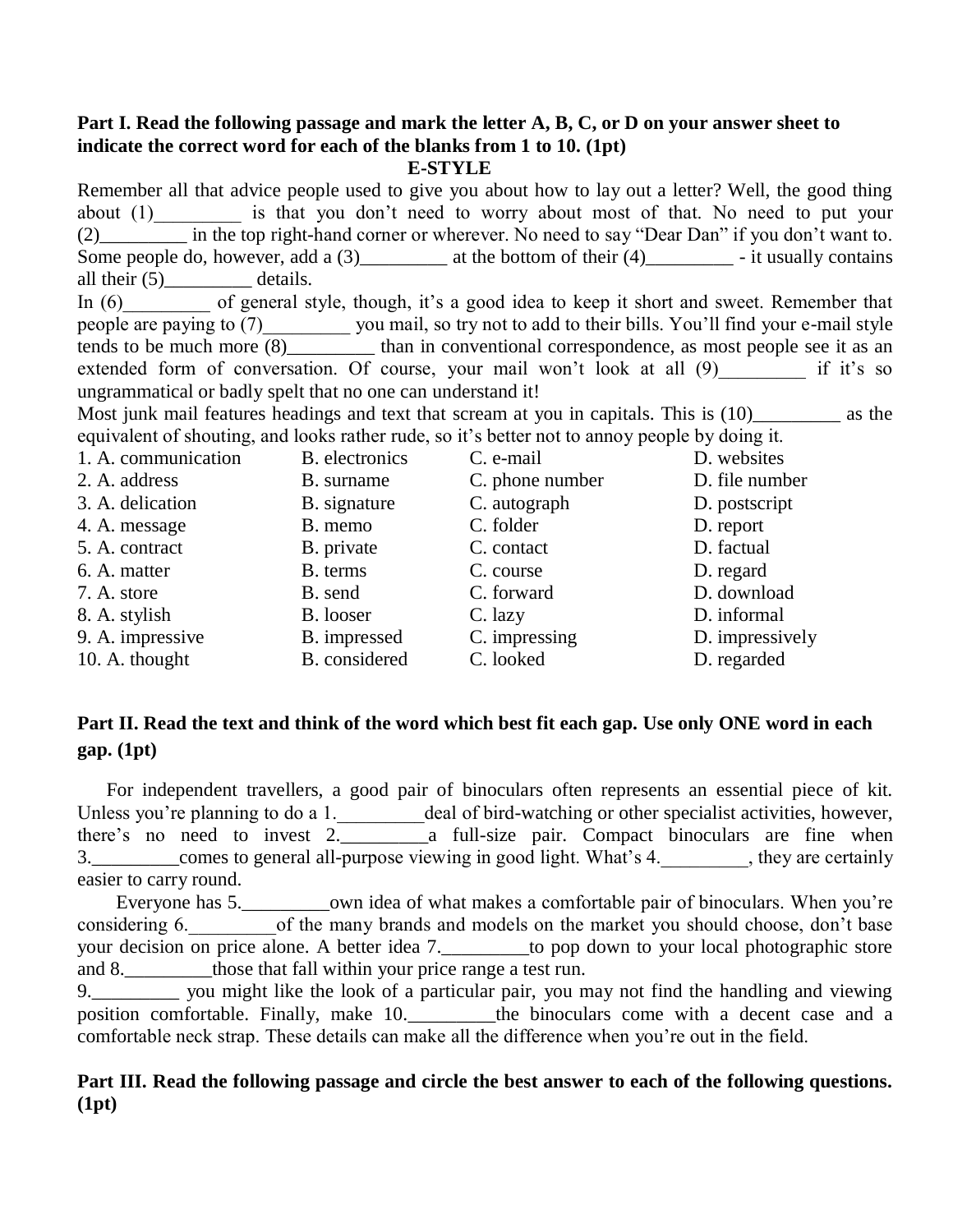**Part I. Read the following passage and mark the letter A, B, C, or D on your answer sheet to indicate the correct word for each of the blanks from 1 to 10. (1pt)**

**E-STYLE**

Remember all that advice people used to give you about how to lay out a letter? Well, the good thing about (1)_________ is that you don't need to worry about most of that. No need to put your (2)_________ in the top right-hand corner or wherever. No need to say "Dear Dan" if you don't want to. Some people do, however, add a (3)_________ at the bottom of their (4)_________ - it usually contains all their (5)_________ details.

In (6)_________ of general style, though, it's a good idea to keep it short and sweet. Remember that people are paying to (7)_________ you mail, so try not to add to their bills. You'll find your e-mail style tends to be much more (8)_________ than in conventional correspondence, as most people see it as an extended form of conversation. Of course, your mail won't look at all (9)_________ if it's so ungrammatical or badly spelt that no one can understand it!

Most junk mail features headings and text that scream at you in capitals. This is (10)_________ as the equivalent of shouting, and looks rather rude, so it's better not to annoy people by doing it.

| | | | |
|---|---|---|---|
| 1. A. communication | B. electronics | C. e-mail | D. websites |
| 2. A. address | B. surname | C. phone number | D. file number |
| 3. A. delication | B. signature | C. autograph | D. postscript |
| 4. A. message | B. memo | C. folder | D. report |
| 5. A. contract | B. private | C. contact | D. factual |
| 6. A. matter | B. terms | C. course | D. regard |
| 7. A. store | B. send | C. forward | D. download |
| 8. A. stylish | B. looser | C. lazy | D. informal |
| 9. A. impressive | B. impressed | C. impressing | D. impressively |
| 10. A. thought | B. considered | C. looked | D. regarded |

**Part II. Read the text and think of the word which best fit each gap. Use only ONE word in each gap. (1pt)**

For independent travellers, a good pair of binoculars often represents an essential piece of kit. Unless you're planning to do a 1._________deal of bird-watching or other specialist activities, however, there's no need to invest 2._________a full-size pair. Compact binoculars are fine when 3._________comes to general all-purpose viewing in good light. What's 4._________, they are certainly easier to carry round.

Everyone has 5._________own idea of what makes a comfortable pair of binoculars. When you're considering 6._________of the many brands and models on the market you should choose, don't base your decision on price alone. A better idea 7._________to pop down to your local photographic store and 8._________those that fall within your price range a test run.

9._________ you might like the look of a particular pair, you may not find the handling and viewing position comfortable. Finally, make 10._________the binoculars come with a decent case and a comfortable neck strap. These details can make all the difference when you're out in the field.

**Part III. Read the following passage and circle the best answer to each of the following questions. (1pt)**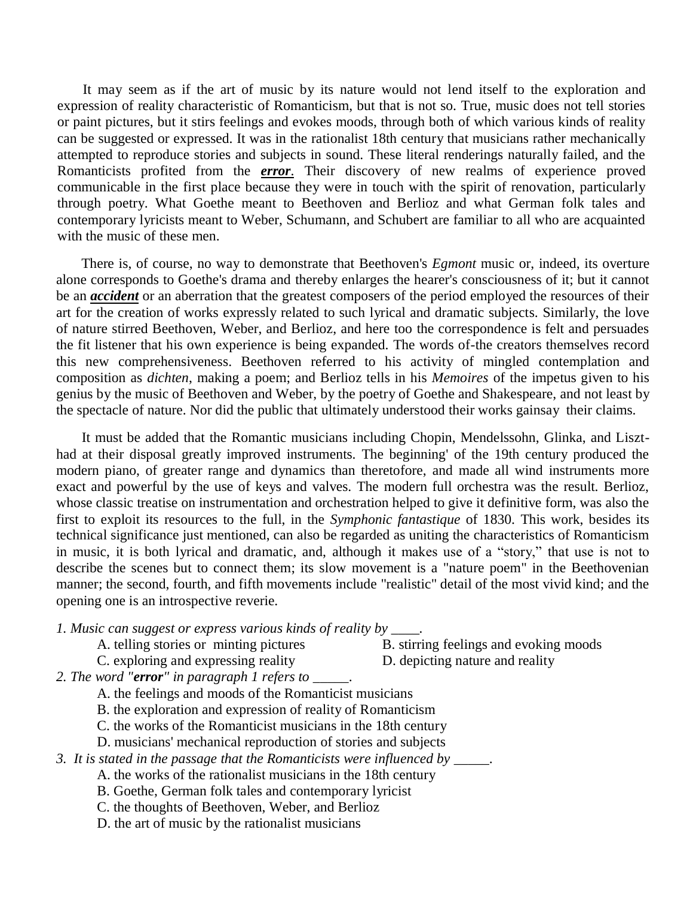It may seem as if the art of music by its nature would not lend itself to the exploration and expression of reality characteristic of Romanticism, but that is not so. True, music does not tell stories or paint pictures, but it stirs feelings and evokes moods, through both of which various kinds of reality can be suggested or expressed. It was in the rationalist 18th century that musicians rather mechanically attempted to reproduce stories and subjects in sound. These literal renderings naturally failed, and the Romanticists profited from the ***error***. Their discovery of new realms of experience proved communicable in the first place because they were in touch with the spirit of renovation, particularly through poetry. What Goethe meant to Beethoven and Berlioz and what German folk tales and contemporary lyricists meant to Weber, Schumann, and Schubert are familiar to all who are acquainted with the music of these men.

There is, of course, no way to demonstrate that Beethoven's *Egmont* music or, indeed, its overture alone corresponds to Goethe's drama and thereby enlarges the hearer's consciousness of it; but it cannot be an ***accident*** or an aberration that the greatest composers of the period employed the resources of their art for the creation of works expressly related to such lyrical and dramatic subjects. Similarly, the love of nature stirred Beethoven, Weber, and Berlioz, and here too the correspondence is felt and persuades the fit listener that his own experience is being expanded. The words of-the creators themselves record this new comprehensiveness. Beethoven referred to his activity of mingled contemplation and composition as *dichten*, making a poem; and Berlioz tells in his *Memoires* of the impetus given to his genius by the music of Beethoven and Weber, by the poetry of Goethe and Shakespeare, and not least by the spectacle of nature. Nor did the public that ultimately understood their works gainsay their claims.

It must be added that the Romantic musicians including Chopin, Mendelssohn, Glinka, and Liszt-had at their disposal greatly improved instruments. The beginning' of the 19th century produced the modern piano, of greater range and dynamics than theretofore, and made all wind instruments more exact and powerful by the use of keys and valves. The modern full orchestra was the result. Berlioz, whose classic treatise on instrumentation and orchestration helped to give it definitive form, was also the first to exploit its resources to the full, in the *Symphonic fantastique* of 1830. This work, besides its technical significance just mentioned, can also be regarded as uniting the characteristics of Romanticism in music, it is both lyrical and dramatic, and, although it makes use of a "story," that use is not to describe the scenes but to connect them; its slow movement is a "nature poem" in the Beethovenian manner; the second, fourth, and fifth movements include "realistic" detail of the most vivid kind; and the opening one is an introspective reverie.

*1. Music can suggest or express various kinds of reality by ____.*

A. telling stories or minting pictures
B. stirring feelings and evoking moods
C. exploring and expressing reality
D. depicting nature and reality

*2. The word "**error**" in paragraph 1 refers to _____.*

A. the feelings and moods of the Romanticist musicians
B. the exploration and expression of reality of Romanticism
C. the works of the Romanticist musicians in the 18th century
D. musicians' mechanical reproduction of stories and subjects

*3. It is stated in the passage that the Romanticists were influenced by _____.*

A. the works of the rationalist musicians in the 18th century
B. Goethe, German folk tales and contemporary lyricist
C. the thoughts of Beethoven, Weber, and Berlioz
D. the art of music by the rationalist musicians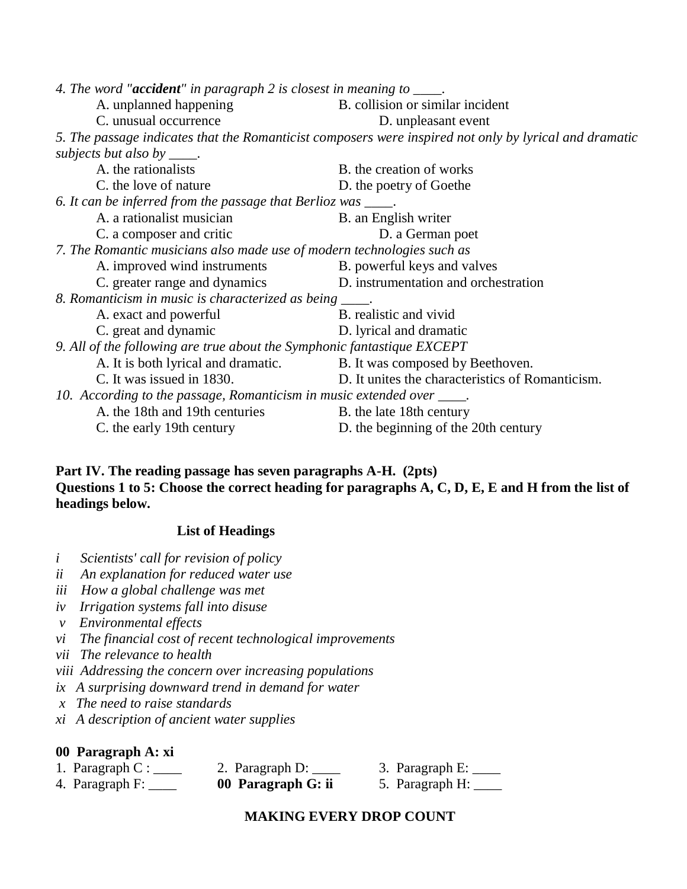*4. The word "**accident**" in paragraph 2 is closest in meaning to ____.*

A. unplanned happening B. collision or similar incident
C. unusual occurrence D. unpleasant event

*5. The passage indicates that the Romanticist composers were inspired not only by lyrical and dramatic subjects but also by ____.*

A. the rationalists B. the creation of works
C. the love of nature D. the poetry of Goethe

*6. It can be inferred from the passage that Berlioz was ____.*

A. a rationalist musician B. an English writer
C. a composer and critic D. a German poet

*7. The Romantic musicians also made use of modern technologies such as*

A. improved wind instruments B. powerful keys and valves
C. greater range and dynamics D. instrumentation and orchestration

*8. Romanticism in music is characterized as being ____.*

A. exact and powerful B. realistic and vivid
C. great and dynamic D. lyrical and dramatic

*9. All of the following are true about the Symphonic fantastique EXCEPT*

A. It is both lyrical and dramatic. B. It was composed by Beethoven.
C. It was issued in 1830. D. It unites the characteristics of Romanticism.

*10. According to the passage, Romanticism in music extended over ____.*

A. the 18th and 19th centuries B. the late 18th century
C. the early 19th century D. the beginning of the 20th century

**Part IV. The reading passage has seven paragraphs A-H. (2pts)**

**Questions 1 to 5: Choose the correct heading for paragraphs A, C, D, E, E and H from the list of headings below.**

**List of Headings**

*i Scientists' call for revision of policy*
*ii An explanation for reduced water use*
*iii How a global challenge was met*
*iv Irrigation systems fall into disuse*
*v Environmental effects*
*vi The financial cost of recent technological improvements*
*vii The relevance to health*
*viii Addressing the concern over increasing populations*
*ix A surprising downward trend in demand for water*
*x The need to raise standards*
*xi A description of ancient water supplies*

**00 Paragraph A: xi**

1. Paragraph C : ____ 2. Paragraph D: ____ 3. Paragraph E: ____
4. Paragraph F: ____ **00 Paragraph G: ii** 5. Paragraph H: ____

**MAKING EVERY DROP COUNT**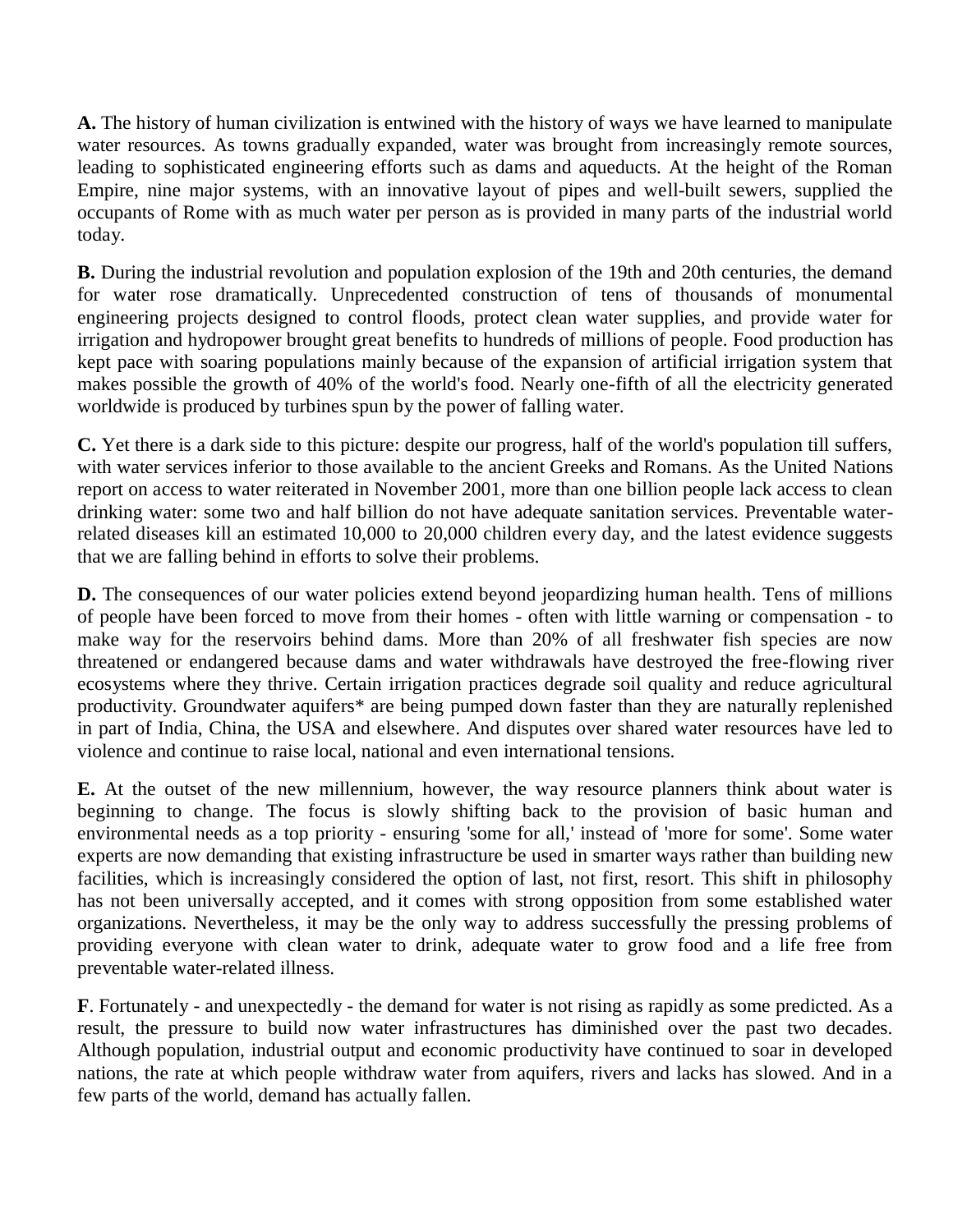**A.** The history of human civilization is entwined with the history of ways we have learned to manipulate water resources. As towns gradually expanded, water was brought from increasingly remote sources, leading to sophisticated engineering efforts such as dams and aqueducts. At the height of the Roman Empire, nine major systems, with an innovative layout of pipes and well-built sewers, supplied the occupants of Rome with as much water per person as is provided in many parts of the industrial world today.

**B.** During the industrial revolution and population explosion of the 19th and 20th centuries, the demand for water rose dramatically. Unprecedented construction of tens of thousands of monumental engineering projects designed to control floods, protect clean water supplies, and provide water for irrigation and hydropower brought great benefits to hundreds of millions of people. Food production has kept pace with soaring populations mainly because of the expansion of artificial irrigation system that makes possible the growth of 40% of the world's food. Nearly one-fifth of all the electricity generated worldwide is produced by turbines spun by the power of falling water.

**C.** Yet there is a dark side to this picture: despite our progress, half of the world's population till suffers, with water services inferior to those available to the ancient Greeks and Romans. As the United Nations report on access to water reiterated in November 2001, more than one billion people lack access to clean drinking water: some two and half billion do not have adequate sanitation services. Preventable water-related diseases kill an estimated 10,000 to 20,000 children every day, and the latest evidence suggests that we are falling behind in efforts to solve their problems.

**D.** The consequences of our water policies extend beyond jeopardizing human health. Tens of millions of people have been forced to move from their homes - often with little warning or compensation - to make way for the reservoirs behind dams. More than 20% of all freshwater fish species are now threatened or endangered because dams and water withdrawals have destroyed the free-flowing river ecosystems where they thrive. Certain irrigation practices degrade soil quality and reduce agricultural productivity. Groundwater aquifers* are being pumped down faster than they are naturally replenished in part of India, China, the USA and elsewhere. And disputes over shared water resources have led to violence and continue to raise local, national and even international tensions.

**E.** At the outset of the new millennium, however, the way resource planners think about water is beginning to change. The focus is slowly shifting back to the provision of basic human and environmental needs as a top priority - ensuring 'some for all,' instead of 'more for some'. Some water experts are now demanding that existing infrastructure be used in smarter ways rather than building new facilities, which is increasingly considered the option of last, not first, resort. This shift in philosophy has not been universally accepted, and it comes with strong opposition from some established water organizations. Nevertheless, it may be the only way to address successfully the pressing problems of providing everyone with clean water to drink, adequate water to grow food and a life free from preventable water-related illness.

**F**. Fortunately - and unexpectedly - the demand for water is not rising as rapidly as some predicted. As a result, the pressure to build now water infrastructures has diminished over the past two decades. Although population, industrial output and economic productivity have continued to soar in developed nations, the rate at which people withdraw water from aquifers, rivers and lacks has slowed. And in a few parts of the world, demand has actually fallen.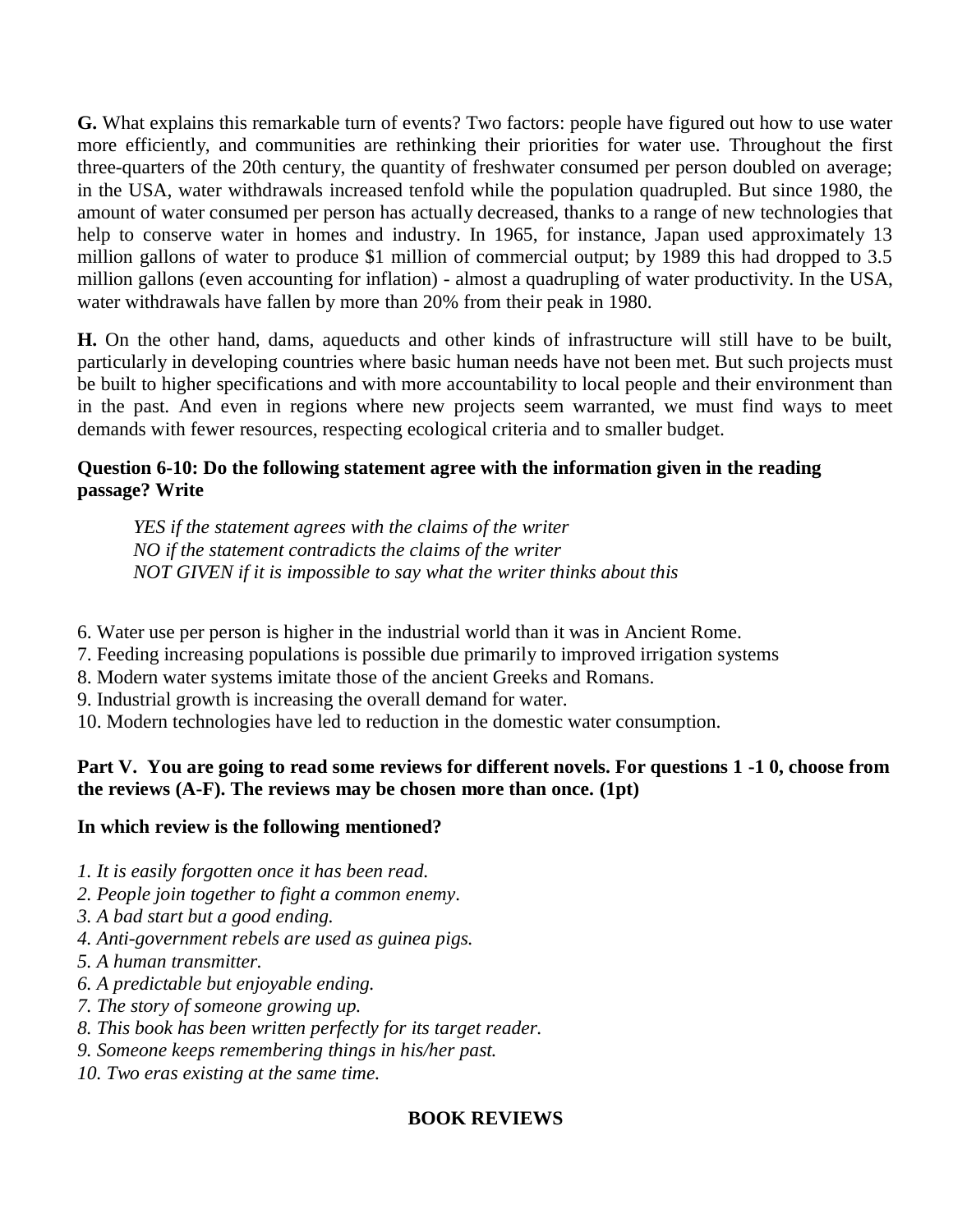**G.** What explains this remarkable turn of events? Two factors: people have figured out how to use water more efficiently, and communities are rethinking their priorities for water use. Throughout the first three-quarters of the 20th century, the quantity of freshwater consumed per person doubled on average; in the USA, water withdrawals increased tenfold while the population quadrupled. But since 1980, the amount of water consumed per person has actually decreased, thanks to a range of new technologies that help to conserve water in homes and industry. In 1965, for instance, Japan used approximately 13 million gallons of water to produce $1 million of commercial output; by 1989 this had dropped to 3.5 million gallons (even accounting for inflation) - almost a quadrupling of water productivity. In the USA, water withdrawals have fallen by more than 20% from their peak in 1980.

**H.** On the other hand, dams, aqueducts and other kinds of infrastructure will still have to be built, particularly in developing countries where basic human needs have not been met. But such projects must be built to higher specifications and with more accountability to local people and their environment than in the past. And even in regions where new projects seem warranted, we must find ways to meet demands with fewer resources, respecting ecological criteria and to smaller budget.

**Question 6-10: Do the following statement agree with the information given in the reading passage? Write**

*YES if the statement agrees with the claims of the writer*
*NO if the statement contradicts the claims of the writer*
*NOT GIVEN if it is impossible to say what the writer thinks about this*

6. Water use per person is higher in the industrial world than it was in Ancient Rome.
7. Feeding increasing populations is possible due primarily to improved irrigation systems
8. Modern water systems imitate those of the ancient Greeks and Romans.
9. Industrial growth is increasing the overall demand for water.
10. Modern technologies have led to reduction in the domestic water consumption.

**Part V. You are going to read some reviews for different novels. For questions 1 -1 0, choose from the reviews (A-F). The reviews may be chosen more than once. (1pt)**

**In which review is the following mentioned?**

*1. It is easily forgotten once it has been read.*
*2. People join together to fight a common enemy.*
*3. A bad start but a good ending.*
*4. Anti-government rebels are used as guinea pigs.*
*5. A human transmitter.*
*6. A predictable but enjoyable ending.*
*7. The story of someone growing up.*
*8. This book has been written perfectly for its target reader.*
*9. Someone keeps remembering things in his/her past.*
*10. Two eras existing at the same time.*

**BOOK REVIEWS**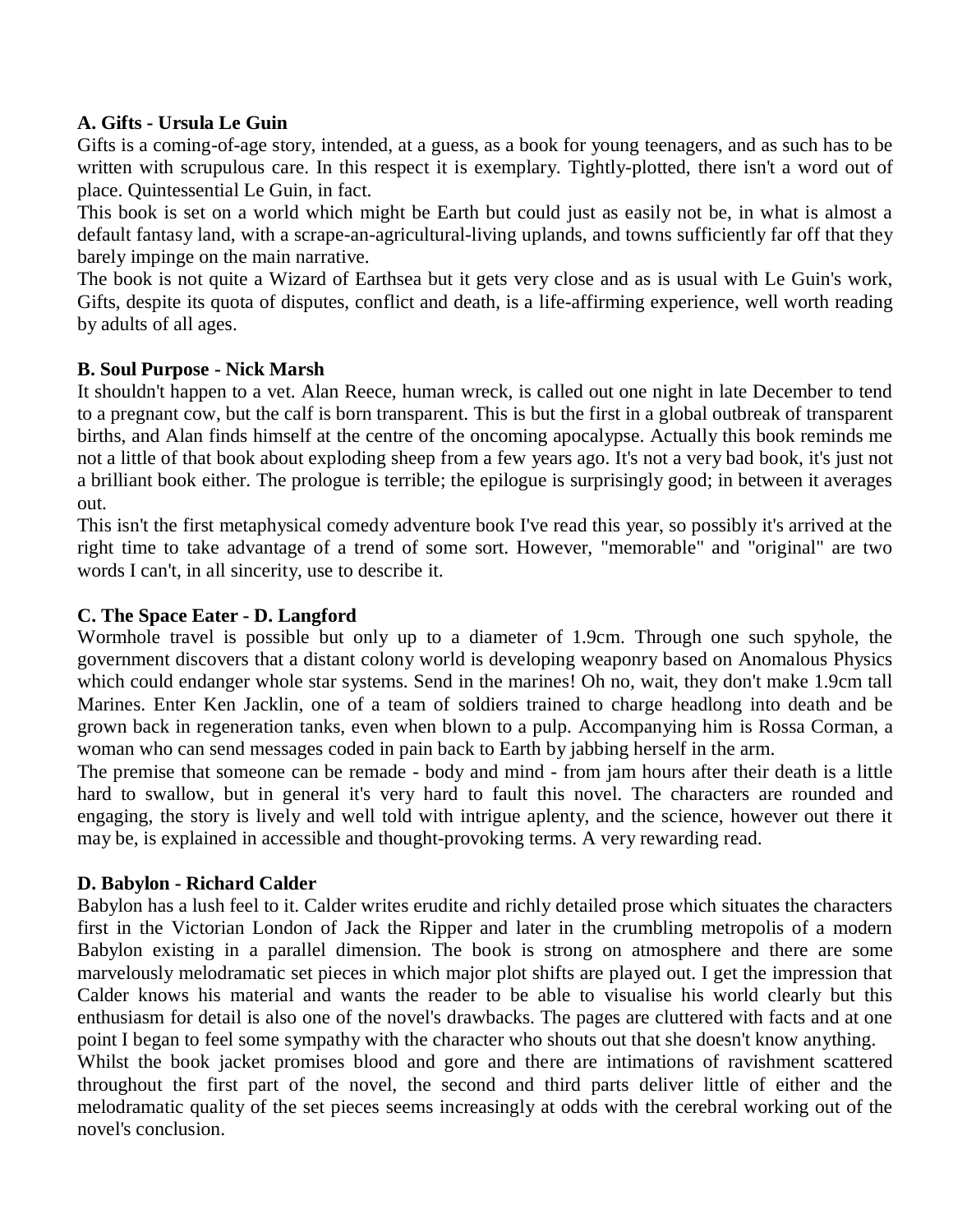**A. Gifts - Ursula Le Guin**

Gifts is a coming-of-age story, intended, at a guess, as a book for young teenagers, and as such has to be written with scrupulous care. In this respect it is exemplary. Tightly-plotted, there isn't a word out of place. Quintessential Le Guin, in fact.

This book is set on a world which might be Earth but could just as easily not be, in what is almost a default fantasy land, with a scrape-an-agricultural-living uplands, and towns sufficiently far off that they barely impinge on the main narrative.

The book is not quite a Wizard of Earthsea but it gets very close and as is usual with Le Guin's work, Gifts, despite its quota of disputes, conflict and death, is a life-affirming experience, well worth reading by adults of all ages.

**B. Soul Purpose - Nick Marsh**

It shouldn't happen to a vet. Alan Reece, human wreck, is called out one night in late December to tend to a pregnant cow, but the calf is born transparent. This is but the first in a global outbreak of transparent births, and Alan finds himself at the centre of the oncoming apocalypse. Actually this book reminds me not a little of that book about exploding sheep from a few years ago. It's not a very bad book, it's just not a brilliant book either. The prologue is terrible; the epilogue is surprisingly good; in between it averages out.

This isn't the first metaphysical comedy adventure book I've read this year, so possibly it's arrived at the right time to take advantage of a trend of some sort. However, "memorable" and "original" are two words I can't, in all sincerity, use to describe it.

**C. The Space Eater - D. Langford**

Wormhole travel is possible but only up to a diameter of 1.9cm. Through one such spyhole, the government discovers that a distant colony world is developing weaponry based on Anomalous Physics which could endanger whole star systems. Send in the marines! Oh no, wait, they don't make 1.9cm tall Marines. Enter Ken Jacklin, one of a team of soldiers trained to charge headlong into death and be grown back in regeneration tanks, even when blown to a pulp. Accompanying him is Rossa Corman, a woman who can send messages coded in pain back to Earth by jabbing herself in the arm.

The premise that someone can be remade - body and mind - from jam hours after their death is a little hard to swallow, but in general it's very hard to fault this novel. The characters are rounded and engaging, the story is lively and well told with intrigue aplenty, and the science, however out there it may be, is explained in accessible and thought-provoking terms. A very rewarding read.

**D. Babylon - Richard Calder**

Babylon has a lush feel to it. Calder writes erudite and richly detailed prose which situates the characters first in the Victorian London of Jack the Ripper and later in the crumbling metropolis of a modern Babylon existing in a parallel dimension. The book is strong on atmosphere and there are some marvelously melodramatic set pieces in which major plot shifts are played out. I get the impression that Calder knows his material and wants the reader to be able to visualise his world clearly but this enthusiasm for detail is also one of the novel's drawbacks. The pages are cluttered with facts and at one point I began to feel some sympathy with the character who shouts out that she doesn't know anything.

Whilst the book jacket promises blood and gore and there are intimations of ravishment scattered throughout the first part of the novel, the second and third parts deliver little of either and the melodramatic quality of the set pieces seems increasingly at odds with the cerebral working out of the novel's conclusion.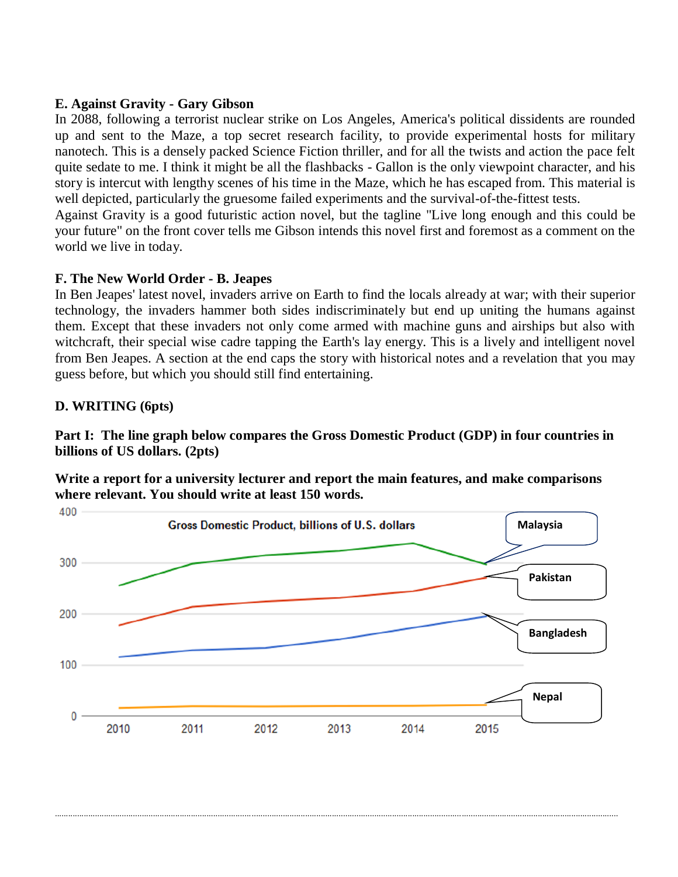**E. Against Gravity - Gary Gibson**

In 2088, following a terrorist nuclear strike on Los Angeles, America's political dissidents are rounded up and sent to the Maze, a top secret research facility, to provide experimental hosts for military nanotech. This is a densely packed Science Fiction thriller, and for all the twists and action the pace felt quite sedate to me. I think it might be all the flashbacks - Gallon is the only viewpoint character, and his story is intercut with lengthy scenes of his time in the Maze, which he has escaped from. This material is well depicted, particularly the gruesome failed experiments and the survival-of-the-fittest tests.

Against Gravity is a good futuristic action novel, but the tagline "Live long enough and this could be your future" on the front cover tells me Gibson intends this novel first and foremost as a comment on the world we live in today.

**F. The New World Order - B. Jeapes**

In Ben Jeapes' latest novel, invaders arrive on Earth to find the locals already at war; with their superior technology, the invaders hammer both sides indiscriminately but end up uniting the humans against them. Except that these invaders not only come armed with machine guns and airships but also with witchcraft, their special wise cadre tapping the Earth's lay energy. This is a lively and intelligent novel from Ben Jeapes. A section at the end caps the story with historical notes and a revelation that you may guess before, but which you should still find entertaining.

**D. WRITING (6pts)**

**Part I: The line graph below compares the Gross Domestic Product (GDP) in four countries in billions of US dollars. (2pts)**

**Write a report for a university lecturer and report the main features, and make comparisons where relevant. You should write at least 150 words.**

Gross Domestic Product, billions of U.S. dollars

| Year | 2010 | 2011 | 2012 | 2013 | 2014 | 2015 |
|---|---|---|---|---|---|---|
| Malaysia | ~255 | ~300 | ~315 | ~325 | ~340 | ~300 |
| Pakistan | ~177 | ~215 | ~225 | ~232 | ~245 | ~270 |
| Bangladesh | ~115 | ~128 | ~133 | ~150 | ~173 | ~195 |
| Nepal | ~15 | ~18 | ~18 | ~19 | ~20 | ~21 |

........................................................................................................................................................................................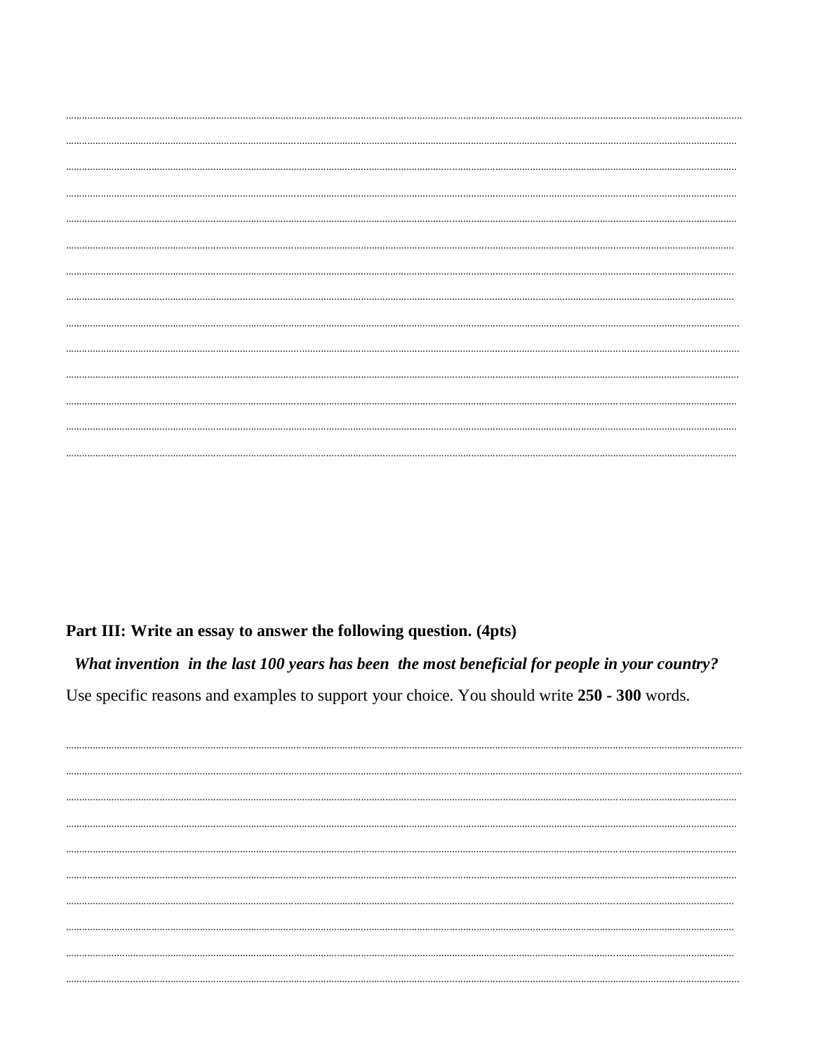**Part III: Write an essay to answer the following question. (4pts)**

***What invention in the last 100 years has been the most beneficial for people in your country?***

Use specific reasons and examples to support your choice. You should write **250 - 300** words.